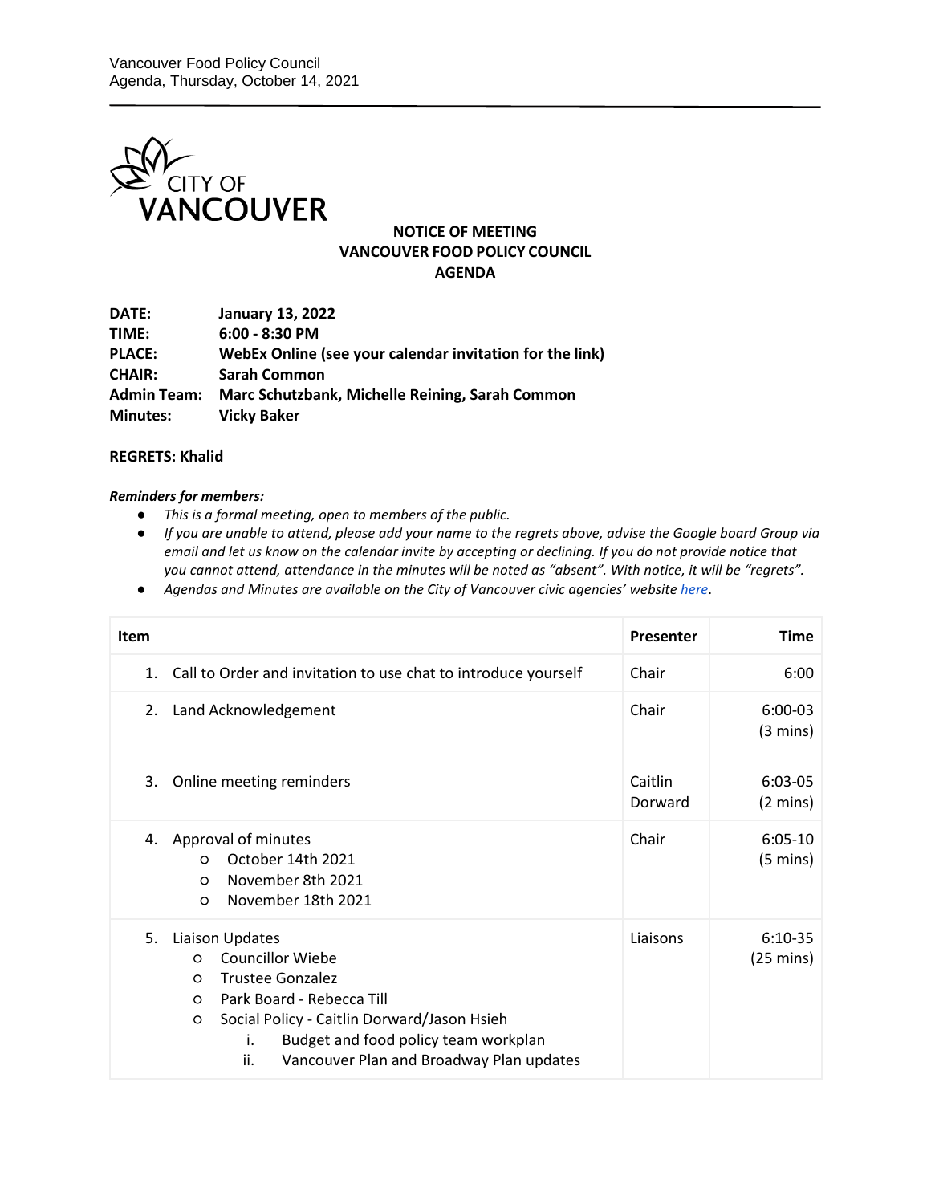# NOTICE OF MEETING
# VANCOUVER FOOD POLICY COUNCIL
# AGENDA

**DATE:** **January 13, 2022**
**TIME:** **6:00 - 8:30 PM**
**PLACE:** **WebEx Online (see your calendar invitation for the link)**
**CHAIR:** **Sarah Common**
**Admin Team:** **Marc Schutzbank, Michelle Reining, Sarah Common**
**Minutes:** **Vicky Baker**

**REGRETS: Khalid**

***Reminders for members:***

- *This is a formal meeting, open to members of the public.*
- *If you are unable to attend, please add your name to the regrets above, advise the Google board Group via email and let us know on the calendar invite by accepting or declining. If you do not provide notice that you cannot attend, attendance in the minutes will be noted as "absent". With notice, it will be "regrets".*
- *Agendas and Minutes are available on the City of Vancouver civic agencies' website here.*

| Item | Presenter | Time |
| --- | --- | --- |
| 1. Call to Order and invitation to use chat to introduce yourself | Chair | 6:00 |
| 2. Land Acknowledgement | Chair | 6:00-03 (3 mins) |
| 3. Online meeting reminders | Caitlin Dorward | 6:03-05 (2 mins) |
| 4. Approval of minutes<br>○ October 14th 2021<br>○ November 8th 2021<br>○ November 18th 2021 | Chair | 6:05-10 (5 mins) |
| 5. Liaison Updates<br>○ Councillor Wiebe<br>○ Trustee Gonzalez<br>○ Park Board - Rebecca Till<br>○ Social Policy - Caitlin Dorward/Jason Hsieh<br>i. Budget and food policy team workplan<br>ii. Vancouver Plan and Broadway Plan updates | Liaisons | 6:10-35 (25 mins) |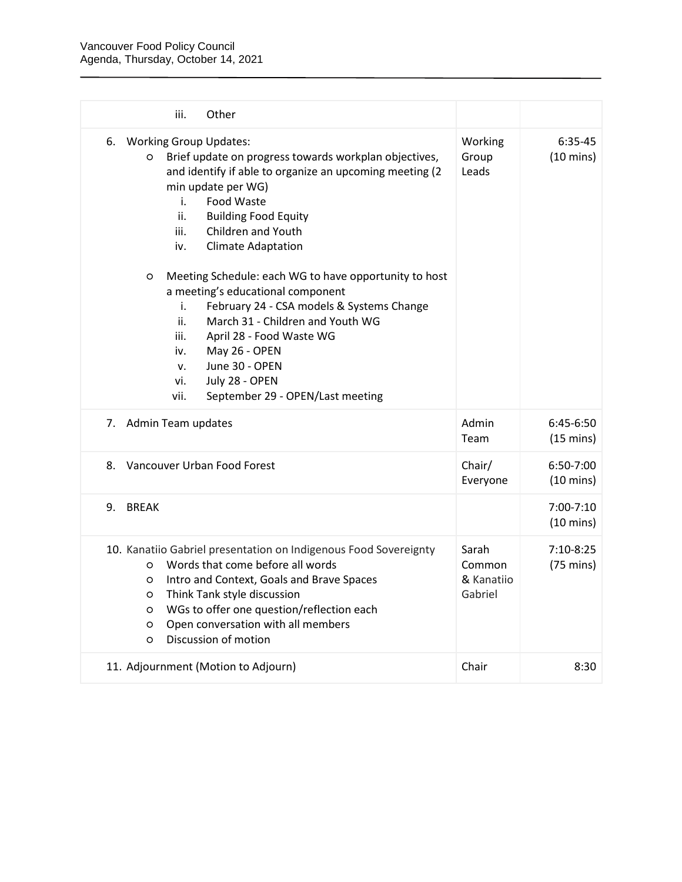| | | |
|---|---|---|
| iii. Other | | |
| 6. Working Group Updates:<br>○ Brief update on progress towards workplan objectives, and identify if able to organize an upcoming meeting (2 min update per WG)<br>i. Food Waste<br>ii. Building Food Equity<br>iii. Children and Youth<br>iv. Climate Adaptation<br><br>○ Meeting Schedule: each WG to have opportunity to host a meeting's educational component<br>i. February 24 - CSA models & Systems Change<br>ii. March 31 - Children and Youth WG<br>iii. April 28 - Food Waste WG<br>iv. May 26 - OPEN<br>v. June 30 - OPEN<br>vi. July 28 - OPEN<br>vii. September 29 - OPEN/Last meeting | Working Group Leads | 6:35-45 (10 mins) |
| 7. Admin Team updates | Admin Team | 6:45-6:50 (15 mins) |
| 8. Vancouver Urban Food Forest | Chair/ Everyone | 6:50-7:00 (10 mins) |
| 9. BREAK | | 7:00-7:10 (10 mins) |
| 10. Kanatiio Gabriel presentation on Indigenous Food Sovereignty<br>○ Words that come before all words<br>○ Intro and Context, Goals and Brave Spaces<br>○ Think Tank style discussion<br>○ WGs to offer one question/reflection each<br>○ Open conversation with all members<br>○ Discussion of motion | Sarah Common & Kanatiio Gabriel | 7:10-8:25 (75 mins) |
| 11. Adjournment (Motion to Adjourn) | Chair | 8:30 |